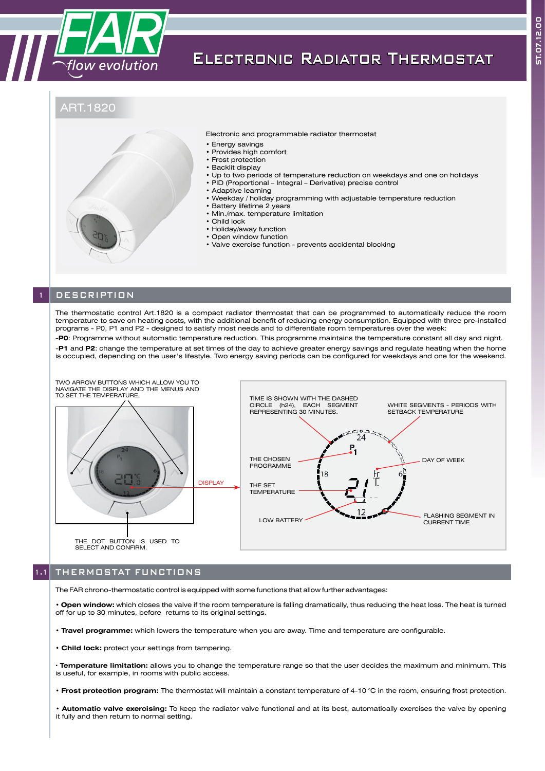# Electronic Radiator Thermostat

## ART.1820

Electronic and programmable radiator thermostat

- Energy savings
- Provides high comfort
- Frost protection
- Backlit display
- Up to two periods of temperature reduction on weekdays and one on holidays
- PID (Proportional – Integral – Derivative) precise control
- Adaptive learning
- Weekday / holiday programming with adjustable temperature reduction
- Battery lifetime 2 years
- Min./max. temperature limitation
- Child lock
- Holiday/away function
- Open window function
- Valve exercise function - prevents accidental blocking

## 1 DESCRIPTION

The thermostatic control Art.1820 is a compact radiator thermostat that can be programmed to automatically reduce the room temperature to save on heating costs, with the additional benefit of reducing energy consumption. Equipped with three pre-installed programs - P0, P1 and P2 - designed to satisfy most needs and to differentiate room temperatures over the week:

-**P0**: Programme without automatic temperature reduction. This programme maintains the temperature constant all day and night.

-**P1** and **P2**: change the temperature at set times of the day to achieve greater energy savings and regulate heating when the home is occupied, depending on the user's lifestyle. Two energy saving periods can be configured for weekdays and one for the weekend.

TWO ARROW BUTTONS WHICH ALLOW YOU TO NAVIGATE THE DISPLAY AND THE MENUS AND TO SET THE TEMPERATURE.

DISPLAY

THE DOT BUTTON IS USED TO SELECT AND CONFIRM.

TIME IS SHOWN WITH THE DASHED CIRCLE (h24), EACH SEGMENT REPRESENTING 30 MINUTES.

WHITE SEGMENTS - PERIODS WITH SETBACK TEMPERATURE

THE CHOSEN PROGRAMME

DAY OF WEEK

THE SET TEMPERATURE

LOW BATTERY

FLASHING SEGMENT IN CURRENT TIME

## 1.1 THERMOSTAT FUNCTIONS

The FAR chrono-thermostatic control is equipped with some functions that allow further advantages:

• **Open window:** which closes the valve if the room temperature is falling dramatically, thus reducing the heat loss. The heat is turned off for up to 30 minutes, before returns to its original settings.

• **Travel programme:** which lowers the temperature when you are away. Time and temperature are configurable.

• **Child lock:** protect your settings from tampering.

• **Temperature limitation:** allows you to change the temperature range so that the user decides the maximum and minimum. This is useful, for example, in rooms with public access.

• **Frost protection program:** The thermostat will maintain a constant temperature of 4-10 °C in the room, ensuring frost protection.

• **Automatic valve exercising:** To keep the radiator valve functional and at its best, automatically exercises the valve by opening it fully and then return to normal setting.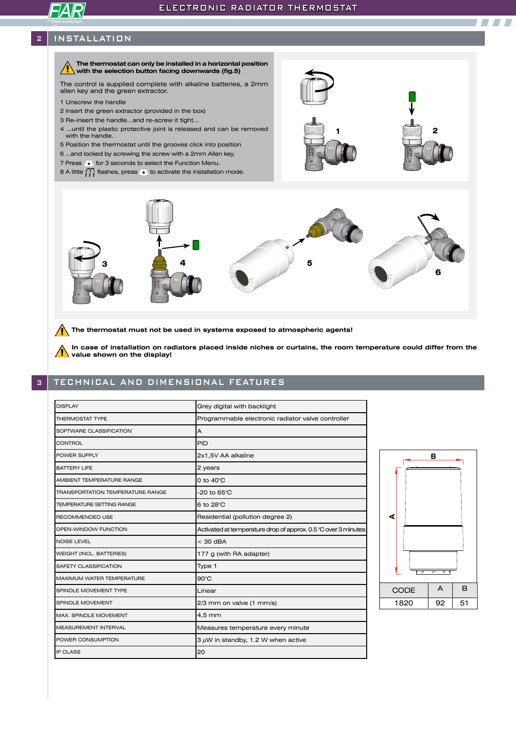## 2 INSTALLATION

**The thermostat can only be installed in a horizontal position with the selection button facing downwards (fig.5)**

The control is supplied complete with alkaline batteries, a 2mm allen key and the green extractor.

1 Unscrew the handle
2 Insert the green extractor (provided in the box)
3 Re-insert the handle...and re-screw it tight...
4 ...until the plastic protective joint is released and can be removed with the handle.
5 Position the thermostat until the grooves click into position
6 ...and locked by screwing the screw with a 2mm Allen key.
7 Press ● for 3 seconds to select the Function Menu.
8 A little ⊓⊓ flashes, press ● to activate the installation mode.

1
2
3
4
5
6

**The thermostat must not be used in systems exposed to atmospheric agents!**

**In case of installation on radiators placed inside niches or curtains, the room temperature could differ from the value shown on the display!**

## 3 TECHNICAL AND DIMENSIONAL FEATURES

| | |
|---|---|
| DISPLAY | Grey digital with backlight |
| THERMOSTAT TYPE | Programmable electronic radiator valve controller |
| SOFTWARE CLASSIFICATION | A |
| CONTROL | PID |
| POWER SUPPLY | 2x1,5V AA alkaline |
| BATTERY LIFE | 2 years |
| AMBIENT TEMPERATURE RANGE | 0 to 40°C |
| TRANSPORTATION TEMPERATURE RANGE | -20 to 65°C |
| TEMPERATURE SETTING RANGE | 6 to 28°C |
| RECOMMENDED USE | Residential (pollution degree 2) |
| OPEN-WINDOW FUNCTION | Activated at temperature drop of approx. 0.5 °C over 3 minutes |
| NOISE LEVEL | < 30 dBA |
| WEIGHT (INCL. BATTERIES) | 177 g (with RA adapter) |
| SAFETY CLASSIFICATION | Type 1 |
| MAXIMUM WATER TEMPERATURE | 90°C |
| SPINDLE MOVEMENT TYPE | Linear |
| SPINDLE MOVEMENT | 2/3 mm on valve (1 mm/s) |
| MAX. SPINDLE MOVEMENT | 4,5 mm |
| MEASUREMENT INTERVAL | Measures temperature every minute |
| POWER CONSUMPTION | 3 μW in standby, 1.2 W when active |
| IP CLASS | 20 |

B
A

| CODE | A | B |
|---|---|---|
| 1820 | 92 | 51 |